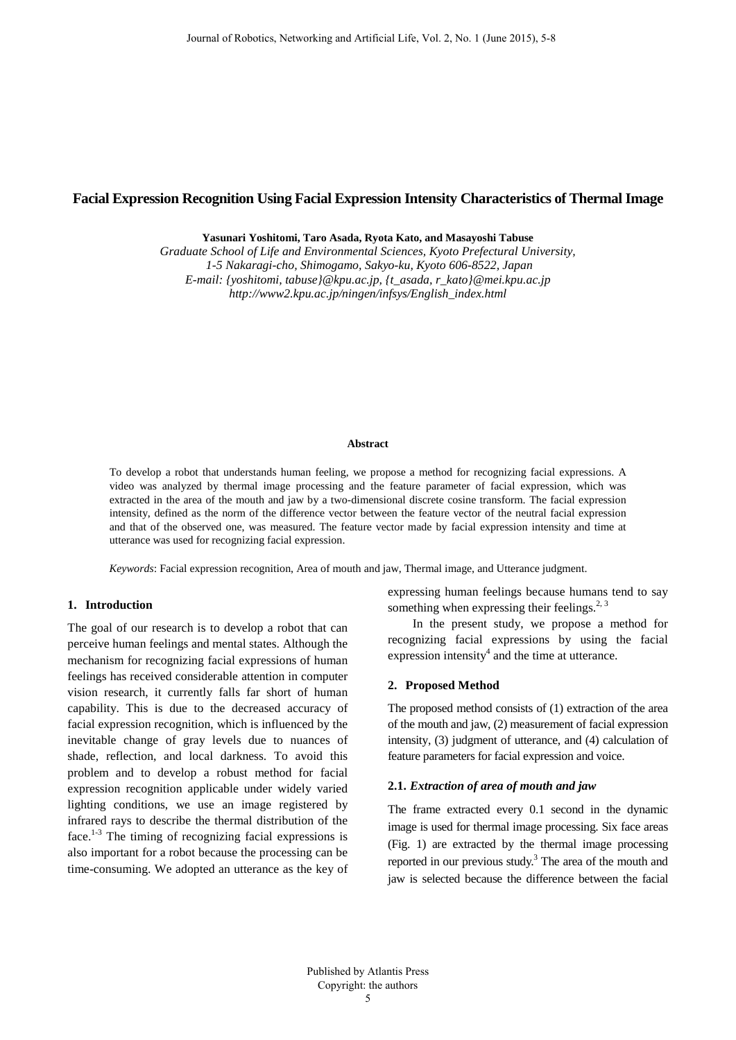# Facial Expression Recognition Using Facial Expression Intensity Characteristics of Thermal Image

**Yasunari Yoshitomi, Taro Asada, Ryota Kato, and Masayoshi Tabuse**

*Graduate School of Life and Environmental Sciences, Kyoto Prefectural University,*
*1-5 Nakaragi-cho, Shimogamo, Sakyo-ku, Kyoto 606-8522, Japan*
*E-mail: {yoshitomi, tabuse}@kpu.ac.jp, {t_asada, r_kato}@mei.kpu.ac.jp*
*http://www2.kpu.ac.jp/ningen/infsys/English_index.html*

**Abstract**

To develop a robot that understands human feeling, we propose a method for recognizing facial expressions. A video was analyzed by thermal image processing and the feature parameter of facial expression, which was extracted in the area of the mouth and jaw by a two-dimensional discrete cosine transform. The facial expression intensity, defined as the norm of the difference vector between the feature vector of the neutral facial expression and that of the observed one, was measured. The feature vector made by facial expression intensity and time at utterance was used for recognizing facial expression.

*Keywords*: Facial expression recognition, Area of mouth and jaw, Thermal image, and Utterance judgment.

## 1. Introduction

The goal of our research is to develop a robot that can perceive human feelings and mental states. Although the mechanism for recognizing facial expressions of human feelings has received considerable attention in computer vision research, it currently falls far short of human capability. This is due to the decreased accuracy of facial expression recognition, which is influenced by the inevitable change of gray levels due to nuances of shade, reflection, and local darkness. To avoid this problem and to develop a robust method for facial expression recognition applicable under widely varied lighting conditions, we use an image registered by infrared rays to describe the thermal distribution of the face.[1-3] The timing of recognizing facial expressions is also important for a robot because the processing can be time-consuming. We adopted an utterance as the key of expressing human feelings because humans tend to say something when expressing their feelings.[2, 3]

In the present study, we propose a method for recognizing facial expressions by using the facial expression intensity[4] and the time at utterance.

## 2. Proposed Method

The proposed method consists of (1) extraction of the area of the mouth and jaw, (2) measurement of facial expression intensity, (3) judgment of utterance, and (4) calculation of feature parameters for facial expression and voice.

### 2.1. *Extraction of area of mouth and jaw*

The frame extracted every 0.1 second in the dynamic image is used for thermal image processing. Six face areas (Fig. 1) are extracted by the thermal image processing reported in our previous study.[3] The area of the mouth and jaw is selected because the difference between the facial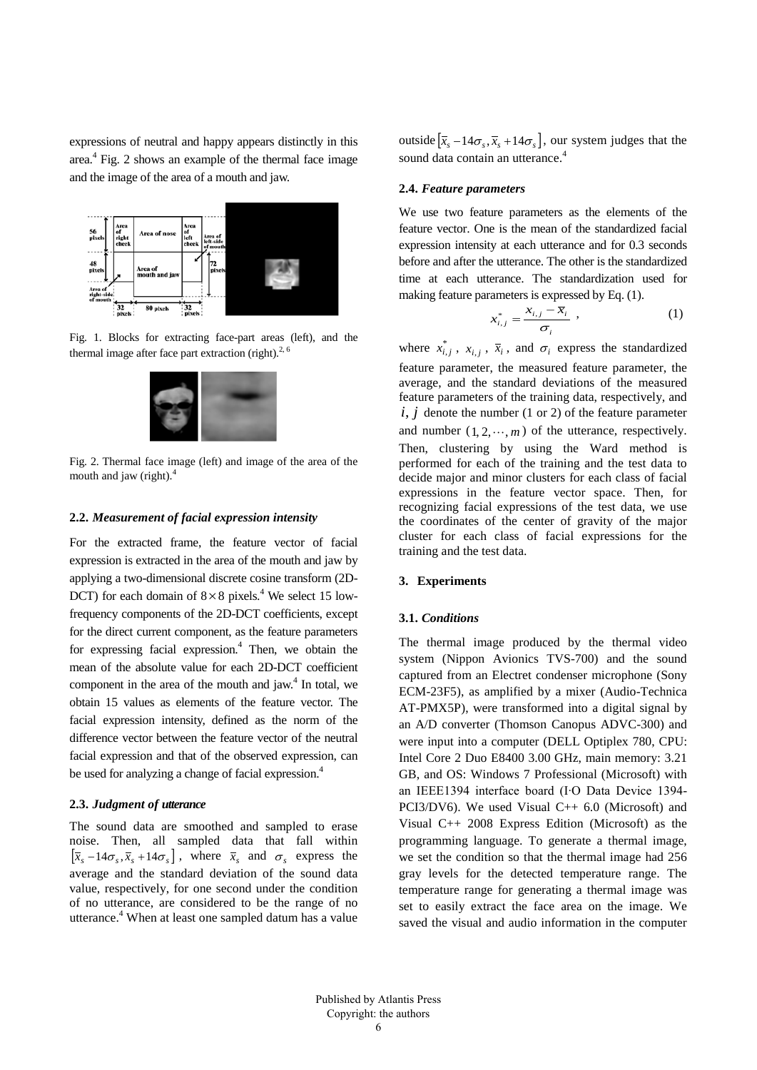expressions of neutral and happy appears distinctly in this area.[4] Fig. 2 shows an example of the thermal face image and the image of the area of a mouth and jaw.

Fig. 1. Blocks for extracting face-part areas (left), and the thermal image after face part extraction (right).[2, 6]

Fig. 2. Thermal face image (left) and image of the area of the mouth and jaw (right).[4]

### 2.2. *Measurement of facial expression intensity*

For the extracted frame, the feature vector of facial expression is extracted in the area of the mouth and jaw by applying a two-dimensional discrete cosine transform (2D-DCT) for each domain of $8 \times 8$ pixels.[4] We select 15 low-frequency components of the 2D-DCT coefficients, except for the direct current component, as the feature parameters for expressing facial expression.[4] Then, we obtain the mean of the absolute value for each 2D-DCT coefficient component in the area of the mouth and jaw.[4] In total, we obtain 15 values as elements of the feature vector. The facial expression intensity, defined as the norm of the difference vector between the feature vector of the neutral facial expression and that of the observed expression, can be used for analyzing a change of facial expression.[4]

### 2.3. *Judgment of utterance*

The sound data are smoothed and sampled to erase noise. Then, all sampled data that fall within $[\bar{x}_s - 14\sigma_s, \bar{x}_s + 14\sigma_s]$, where $\bar{x}_s$ and $\sigma_s$ express the average and the standard deviation of the sound data value, respectively, for one second under the condition of no utterance, are considered to be the range of no utterance.[4] When at least one sampled datum has a value outside $[\bar{x}_s - 14\sigma_s, \bar{x}_s + 14\sigma_s]$, our system judges that the sound data contain an utterance.[4]

### 2.4. *Feature parameters*

We use two feature parameters as the elements of the feature vector. One is the mean of the standardized facial expression intensity at each utterance and for 0.3 seconds before and after the utterance. The other is the standardized time at each utterance. The standardization used for making feature parameters is expressed by Eq. (1).

$$x^*_{i,j} = \frac{x_{i,j} - \bar{x}_i}{\sigma_i}, \tag{1}$$

where $x^*_{i,j}$, $x_{i,j}$, $\bar{x}_i$, and $\sigma_i$ express the standardized feature parameter, the measured feature parameter, the average, and the standard deviations of the measured feature parameters of the training data, respectively, and $i, j$ denote the number (1 or 2) of the feature parameter and number $(1, 2, \cdots, m)$ of the utterance, respectively. Then, clustering by using the Ward method is performed for each of the training and the test data to decide major and minor clusters for each class of facial expressions in the feature vector space. Then, for recognizing facial expressions of the test data, we use the coordinates of the center of gravity of the major cluster for each class of facial expressions for the training and the test data.

## 3. Experiments

### 3.1. *Conditions*

The thermal image produced by the thermal video system (Nippon Avionics TVS-700) and the sound captured from an Electret condenser microphone (Sony ECM-23F5), as amplified by a mixer (Audio-Technica AT-PMX5P), were transformed into a digital signal by an A/D converter (Thomson Canopus ADVC-300) and were input into a computer (DELL Optiplex 780, CPU: Intel Core 2 Duo E8400 3.00 GHz, main memory: 3.21 GB, and OS: Windows 7 Professional (Microsoft) with an IEEE1394 interface board (I·O Data Device 1394-PCI3/DV6). We used Visual C++ 6.0 (Microsoft) and Visual C++ 2008 Express Edition (Microsoft) as the programming language. To generate a thermal image, we set the condition so that the thermal image had 256 gray levels for the detected temperature range. The temperature range for generating a thermal image was set to easily extract the face area on the image. We saved the visual and audio information in the computer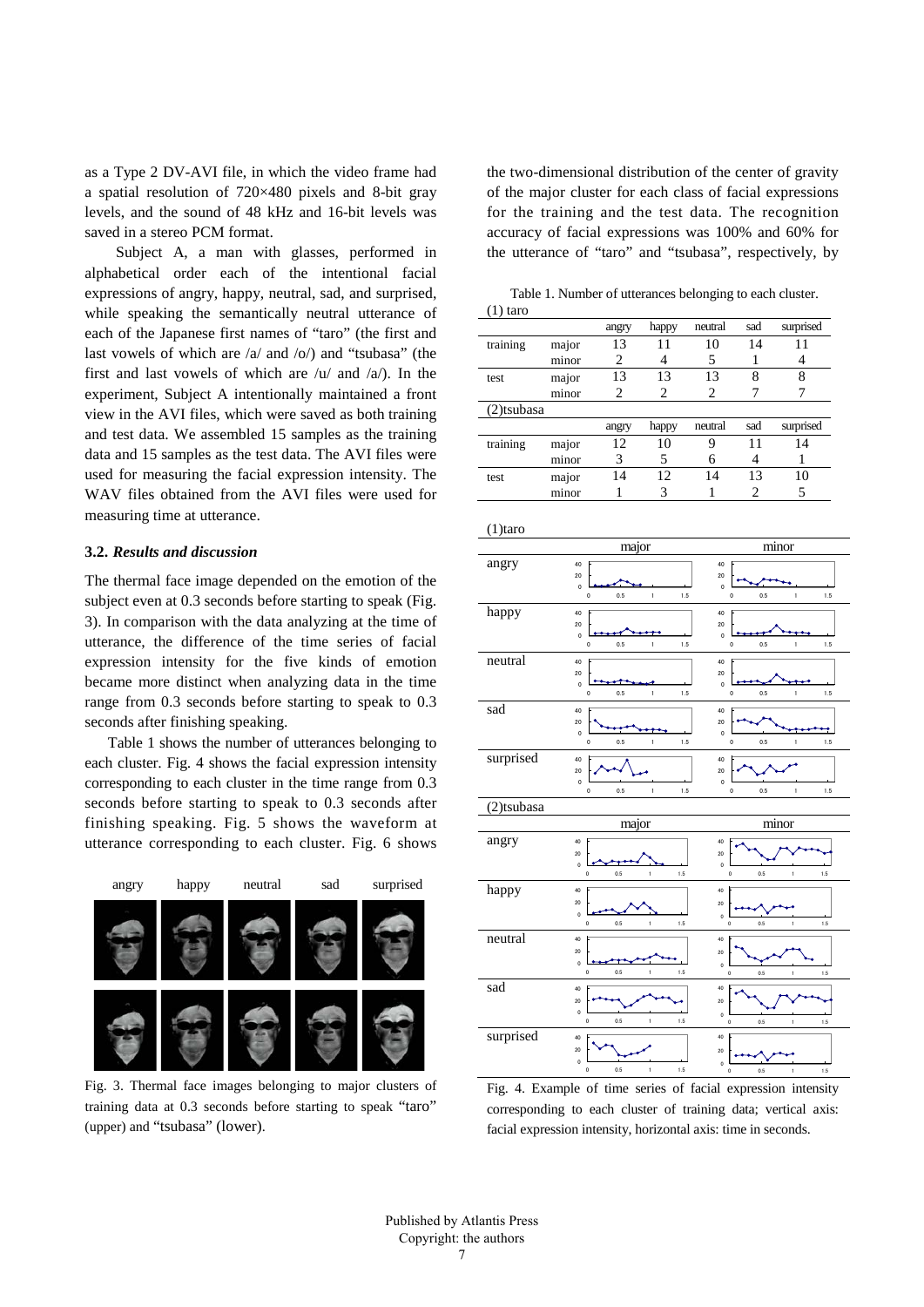as a Type 2 DV-AVI file, in which the video frame had a spatial resolution of 720×480 pixels and 8-bit gray levels, and the sound of 48 kHz and 16-bit levels was saved in a stereo PCM format.

Subject A, a man with glasses, performed in alphabetical order each of the intentional facial expressions of angry, happy, neutral, sad, and surprised, while speaking the semantically neutral utterance of each of the Japanese first names of "taro" (the first and last vowels of which are /a/ and /o/) and "tsubasa" (the first and last vowels of which are /u/ and /a/). In the experiment, Subject A intentionally maintained a front view in the AVI files, which were saved as both training and test data. We assembled 15 samples as the training data and 15 samples as the test data. The AVI files were used for measuring the facial expression intensity. The WAV files obtained from the AVI files were used for measuring time at utterance.

### 3.2. *Results and discussion*

The thermal face image depended on the emotion of the subject even at 0.3 seconds before starting to speak (Fig. 3). In comparison with the data analyzing at the time of utterance, the difference of the time series of facial expression intensity for the five kinds of emotion became more distinct when analyzing data in the time range from 0.3 seconds before starting to speak to 0.3 seconds after finishing speaking.

Table 1 shows the number of utterances belonging to each cluster. Fig. 4 shows the facial expression intensity corresponding to each cluster in the time range from 0.3 seconds before starting to speak to 0.3 seconds after finishing speaking. Fig. 5 shows the waveform at utterance corresponding to each cluster. Fig. 6 shows the two-dimensional distribution of the center of gravity of the major cluster for each class of facial expressions for the training and the test data. The recognition accuracy of facial expressions was 100% and 60% for the utterance of "taro" and "tsubasa", respectively, by

Fig. 3. Thermal face images belonging to major clusters of training data at 0.3 seconds before starting to speak "taro" (upper) and "tsubasa" (lower).

Table 1. Number of utterances belonging to each cluster.

(1) taro

| | | angry | happy | neutral | sad | surprised |
|---|---|---|---|---|---|---|
| training | major | 13 | 11 | 10 | 14 | 11 |
| | minor | 2 | 4 | 5 | 1 | 4 |
| test | major | 13 | 13 | 13 | 8 | 8 |
| | minor | 2 | 2 | 2 | 7 | 7 |

(2)tsubasa

| | | angry | happy | neutral | sad | surprised |
|---|---|---|---|---|---|---|
| training | major | 12 | 10 | 9 | 11 | 14 |
| | minor | 3 | 5 | 6 | 4 | 1 |
| test | major | 14 | 12 | 14 | 13 | 10 |
| | minor | 1 | 3 | 1 | 2 | 5 |

Fig. 4. Example of time series of facial expression intensity corresponding to each cluster of training data; vertical axis: facial expression intensity, horizontal axis: time in seconds.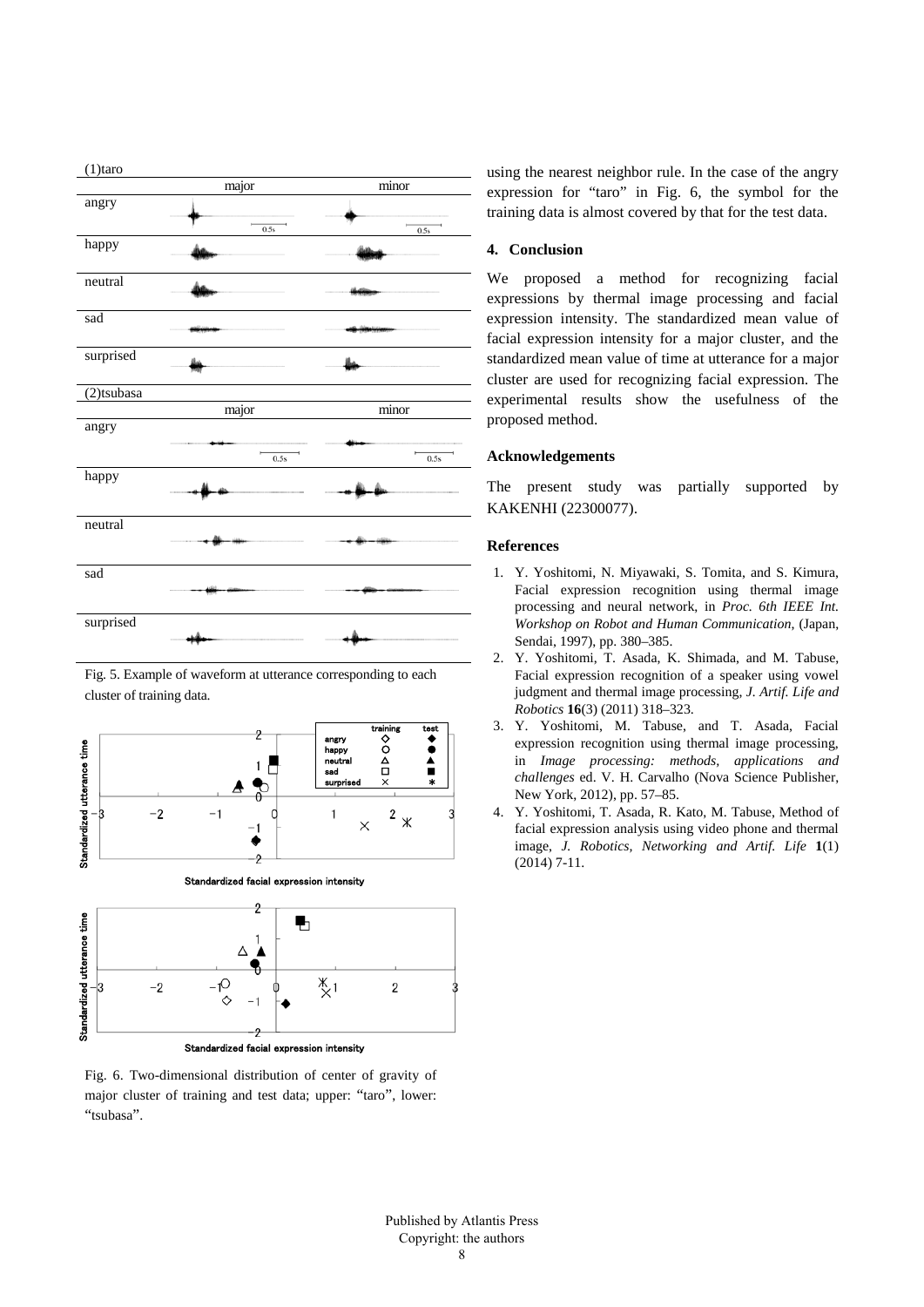(1)taro

major minor

angry

0.5s 0.5s

happy

neutral

sad

surprised

(2)tsubasa

major minor

angry

0.5s 0.5s

happy

neutral

sad

surprised

Fig. 5. Example of waveform at utterance corresponding to each cluster of training data.

Standardized utterance time

Standardized facial expression intensity

training test
angry
happy
neutral
sad
surprised

Fig. 6. Two-dimensional distribution of center of gravity of major cluster of training and test data; upper: "taro", lower: "tsubasa".

using the nearest neighbor rule. In the case of the angry expression for "taro" in Fig. 6, the symbol for the training data is almost covered by that for the test data.

## 4. Conclusion

We proposed a method for recognizing facial expressions by thermal image processing and facial expression intensity. The standardized mean value of facial expression intensity for a major cluster, and the standardized mean value of time at utterance for a major cluster are used for recognizing facial expression. The experimental results show the usefulness of the proposed method.

## Acknowledgements

The present study was partially supported by KAKENHI (22300077).

## References

1. Y. Yoshitomi, N. Miyawaki, S. Tomita, and S. Kimura, Facial expression recognition using thermal image processing and neural network, in *Proc. 6th IEEE Int. Workshop on Robot and Human Communication*, (Japan, Sendai, 1997), pp. 380–385.
2. Y. Yoshitomi, T. Asada, K. Shimada, and M. Tabuse, Facial expression recognition of a speaker using vowel judgment and thermal image processing, *J. Artif. Life and Robotics* **16**(3) (2011) 318–323.
3. Y. Yoshitomi, M. Tabuse, and T. Asada, Facial expression recognition using thermal image processing, in *Image processing: methods, applications and challenges* ed. V. H. Carvalho (Nova Science Publisher, New York, 2012), pp. 57–85.
4. Y. Yoshitomi, T. Asada, R. Kato, M. Tabuse, Method of facial expression analysis using video phone and thermal image, *J. Robotics, Networking and Artif. Life* **1**(1) (2014) 7-11.